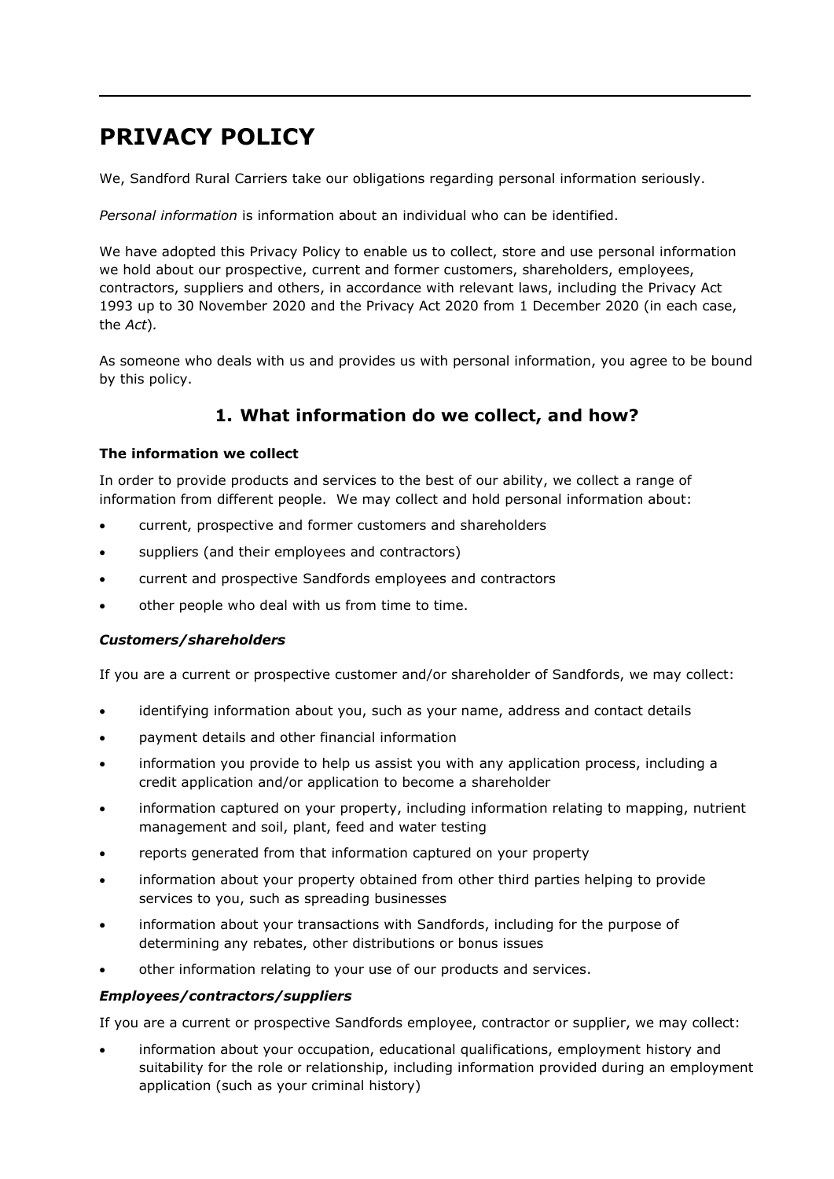# PRIVACY POLICY

We, Sandford Rural Carriers take our obligations regarding personal information seriously.

*Personal information* is information about an individual who can be identified.

We have adopted this Privacy Policy to enable us to collect, store and use personal information we hold about our prospective, current and former customers, shareholders, employees, contractors, suppliers and others, in accordance with relevant laws, including the Privacy Act 1993 up to 30 November 2020 and the Privacy Act 2020 from 1 December 2020 (in each case, the *Act*).

As someone who deals with us and provides us with personal information, you agree to be bound by this policy.

## 1. What information do we collect, and how?

**The information we collect**

In order to provide products and services to the best of our ability, we collect a range of information from different people. We may collect and hold personal information about:

- current, prospective and former customers and shareholders
- suppliers (and their employees and contractors)
- current and prospective Sandfords employees and contractors
- other people who deal with us from time to time.

***Customers/shareholders***

If you are a current or prospective customer and/or shareholder of Sandfords, we may collect:

- identifying information about you, such as your name, address and contact details
- payment details and other financial information
- information you provide to help us assist you with any application process, including a credit application and/or application to become a shareholder
- information captured on your property, including information relating to mapping, nutrient management and soil, plant, feed and water testing
- reports generated from that information captured on your property
- information about your property obtained from other third parties helping to provide services to you, such as spreading businesses
- information about your transactions with Sandfords, including for the purpose of determining any rebates, other distributions or bonus issues
- other information relating to your use of our products and services.

***Employees/contractors/suppliers***

If you are a current or prospective Sandfords employee, contractor or supplier, we may collect:

- information about your occupation, educational qualifications, employment history and suitability for the role or relationship, including information provided during an employment application (such as your criminal history)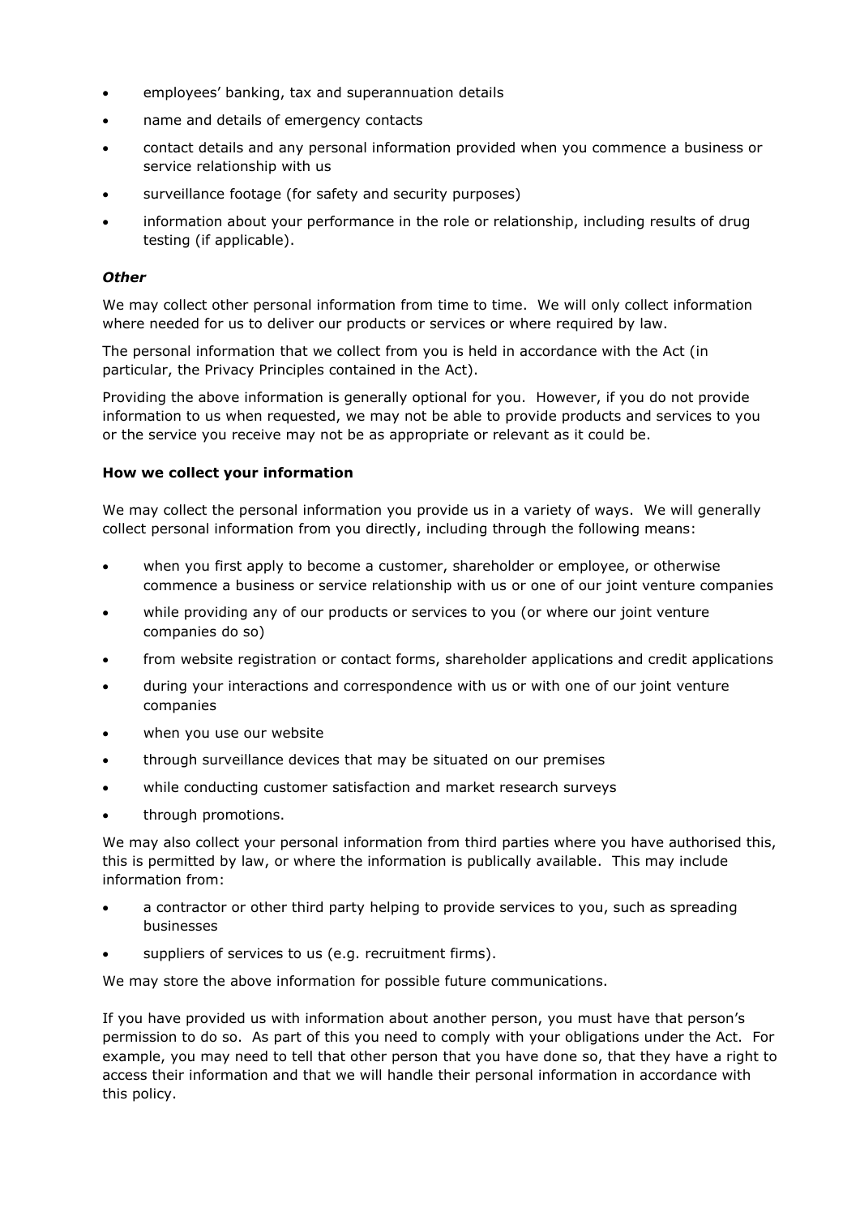- employees' banking, tax and superannuation details
- name and details of emergency contacts
- contact details and any personal information provided when you commence a business or service relationship with us
- surveillance footage (for safety and security purposes)
- information about your performance in the role or relationship, including results of drug testing (if applicable).

***Other***

We may collect other personal information from time to time. We will only collect information where needed for us to deliver our products or services or where required by law.

The personal information that we collect from you is held in accordance with the Act (in particular, the Privacy Principles contained in the Act).

Providing the above information is generally optional for you. However, if you do not provide information to us when requested, we may not be able to provide products and services to you or the service you receive may not be as appropriate or relevant as it could be.

**How we collect your information**

We may collect the personal information you provide us in a variety of ways. We will generally collect personal information from you directly, including through the following means:

- when you first apply to become a customer, shareholder or employee, or otherwise commence a business or service relationship with us or one of our joint venture companies
- while providing any of our products or services to you (or where our joint venture companies do so)
- from website registration or contact forms, shareholder applications and credit applications
- during your interactions and correspondence with us or with one of our joint venture companies
- when you use our website
- through surveillance devices that may be situated on our premises
- while conducting customer satisfaction and market research surveys
- through promotions.

We may also collect your personal information from third parties where you have authorised this, this is permitted by law, or where the information is publically available. This may include information from:

- a contractor or other third party helping to provide services to you, such as spreading businesses
- suppliers of services to us (e.g. recruitment firms).

We may store the above information for possible future communications.

If you have provided us with information about another person, you must have that person's permission to do so. As part of this you need to comply with your obligations under the Act. For example, you may need to tell that other person that you have done so, that they have a right to access their information and that we will handle their personal information in accordance with this policy.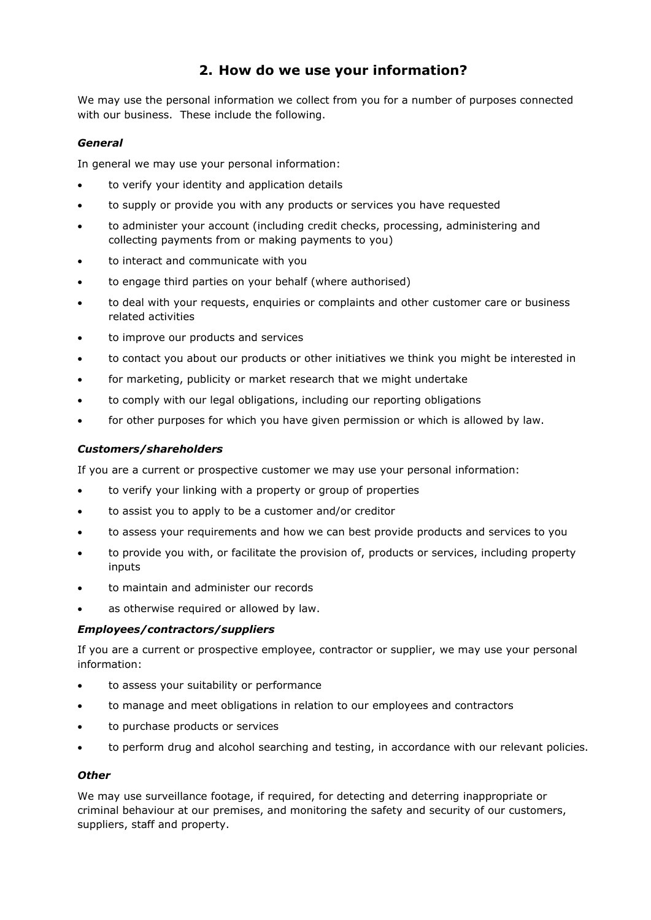## 2. How do we use your information?

We may use the personal information we collect from you for a number of purposes connected with our business. These include the following.

### *General*

In general we may use your personal information:

- to verify your identity and application details
- to supply or provide you with any products or services you have requested
- to administer your account (including credit checks, processing, administering and collecting payments from or making payments to you)
- to interact and communicate with you
- to engage third parties on your behalf (where authorised)
- to deal with your requests, enquiries or complaints and other customer care or business related activities
- to improve our products and services
- to contact you about our products or other initiatives we think you might be interested in
- for marketing, publicity or market research that we might undertake
- to comply with our legal obligations, including our reporting obligations
- for other purposes for which you have given permission or which is allowed by law.

### *Customers/shareholders*

If you are a current or prospective customer we may use your personal information:

- to verify your linking with a property or group of properties
- to assist you to apply to be a customer and/or creditor
- to assess your requirements and how we can best provide products and services to you
- to provide you with, or facilitate the provision of, products or services, including property inputs
- to maintain and administer our records
- as otherwise required or allowed by law.

### *Employees/contractors/suppliers*

If you are a current or prospective employee, contractor or supplier, we may use your personal information:

- to assess your suitability or performance
- to manage and meet obligations in relation to our employees and contractors
- to purchase products or services
- to perform drug and alcohol searching and testing, in accordance with our relevant policies.

### *Other*

We may use surveillance footage, if required, for detecting and deterring inappropriate or criminal behaviour at our premises, and monitoring the safety and security of our customers, suppliers, staff and property.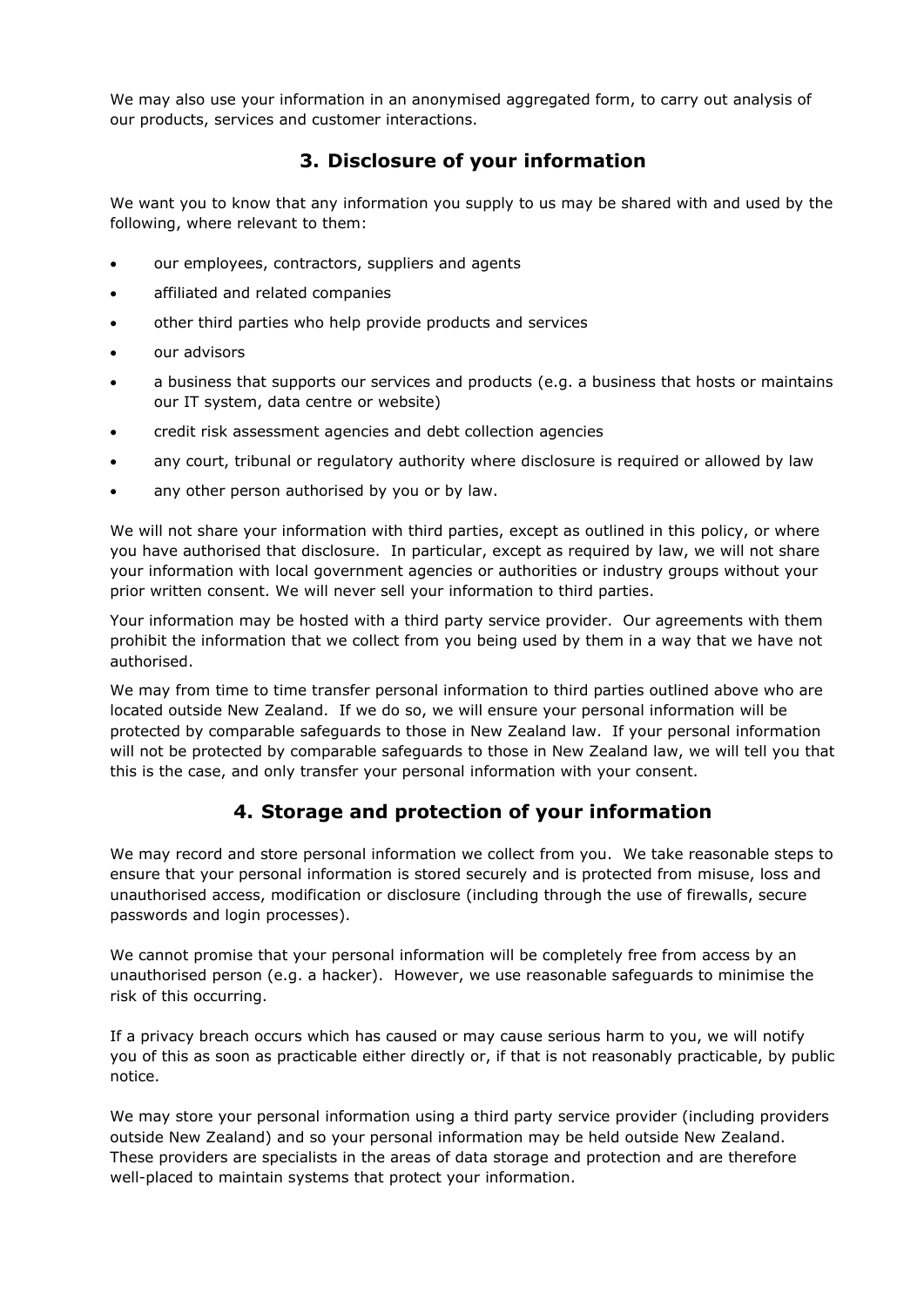We may also use your information in an anonymised aggregated form, to carry out analysis of our products, services and customer interactions.

## 3. Disclosure of your information

We want you to know that any information you supply to us may be shared with and used by the following, where relevant to them:

- our employees, contractors, suppliers and agents
- affiliated and related companies
- other third parties who help provide products and services
- our advisors
- a business that supports our services and products (e.g. a business that hosts or maintains our IT system, data centre or website)
- credit risk assessment agencies and debt collection agencies
- any court, tribunal or regulatory authority where disclosure is required or allowed by law
- any other person authorised by you or by law.

We will not share your information with third parties, except as outlined in this policy, or where you have authorised that disclosure. In particular, except as required by law, we will not share your information with local government agencies or authorities or industry groups without your prior written consent. We will never sell your information to third parties.

Your information may be hosted with a third party service provider. Our agreements with them prohibit the information that we collect from you being used by them in a way that we have not authorised.

We may from time to time transfer personal information to third parties outlined above who are located outside New Zealand. If we do so, we will ensure your personal information will be protected by comparable safeguards to those in New Zealand law. If your personal information will not be protected by comparable safeguards to those in New Zealand law, we will tell you that this is the case, and only transfer your personal information with your consent.

## 4. Storage and protection of your information

We may record and store personal information we collect from you. We take reasonable steps to ensure that your personal information is stored securely and is protected from misuse, loss and unauthorised access, modification or disclosure (including through the use of firewalls, secure passwords and login processes).

We cannot promise that your personal information will be completely free from access by an unauthorised person (e.g. a hacker). However, we use reasonable safeguards to minimise the risk of this occurring.

If a privacy breach occurs which has caused or may cause serious harm to you, we will notify you of this as soon as practicable either directly or, if that is not reasonably practicable, by public notice.

We may store your personal information using a third party service provider (including providers outside New Zealand) and so your personal information may be held outside New Zealand. These providers are specialists in the areas of data storage and protection and are therefore well-placed to maintain systems that protect your information.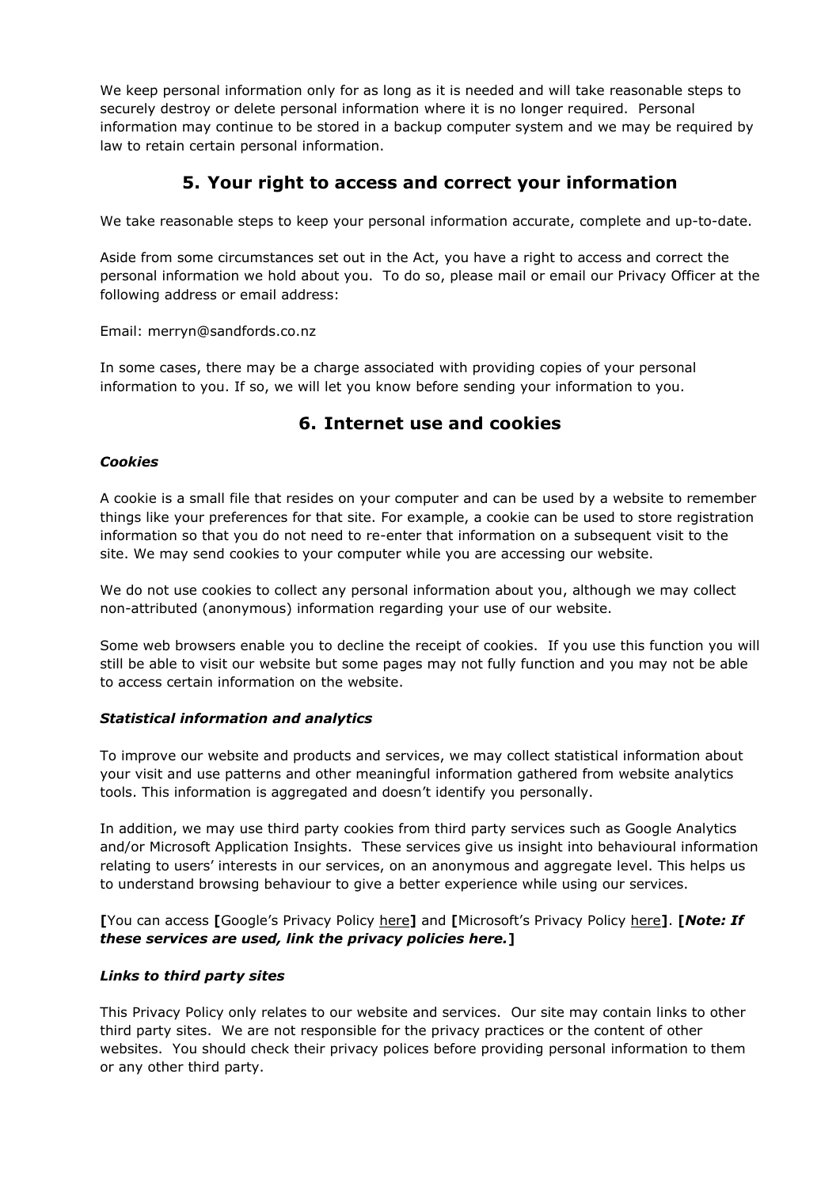We keep personal information only for as long as it is needed and will take reasonable steps to securely destroy or delete personal information where it is no longer required. Personal information may continue to be stored in a backup computer system and we may be required by law to retain certain personal information.

## 5. Your right to access and correct your information

We take reasonable steps to keep your personal information accurate, complete and up-to-date.

Aside from some circumstances set out in the Act, you have a right to access and correct the personal information we hold about you. To do so, please mail or email our Privacy Officer at the following address or email address:

Email: merryn@sandfords.co.nz

In some cases, there may be a charge associated with providing copies of your personal information to you. If so, we will let you know before sending your information to you.

## 6. Internet use and cookies

***Cookies***

A cookie is a small file that resides on your computer and can be used by a website to remember things like your preferences for that site. For example, a cookie can be used to store registration information so that you do not need to re-enter that information on a subsequent visit to the site. We may send cookies to your computer while you are accessing our website.

We do not use cookies to collect any personal information about you, although we may collect non-attributed (anonymous) information regarding your use of our website.

Some web browsers enable you to decline the receipt of cookies. If you use this function you will still be able to visit our website but some pages may not fully function and you may not be able to access certain information on the website.

***Statistical information and analytics***

To improve our website and products and services, we may collect statistical information about your visit and use patterns and other meaningful information gathered from website analytics tools. This information is aggregated and doesn't identify you personally.

In addition, we may use third party cookies from third party services such as Google Analytics and/or Microsoft Application Insights. These services give us insight into behavioural information relating to users' interests in our services, on an anonymous and aggregate level. This helps us to understand browsing behaviour to give a better experience while using our services.

**[**You can access **[**Google's Privacy Policy here**]** and **[**Microsoft's Privacy Policy here**]**. **[*Note: If these services are used, link the privacy policies here.*]**

***Links to third party sites***

This Privacy Policy only relates to our website and services. Our site may contain links to other third party sites. We are not responsible for the privacy practices or the content of other websites. You should check their privacy polices before providing personal information to them or any other third party.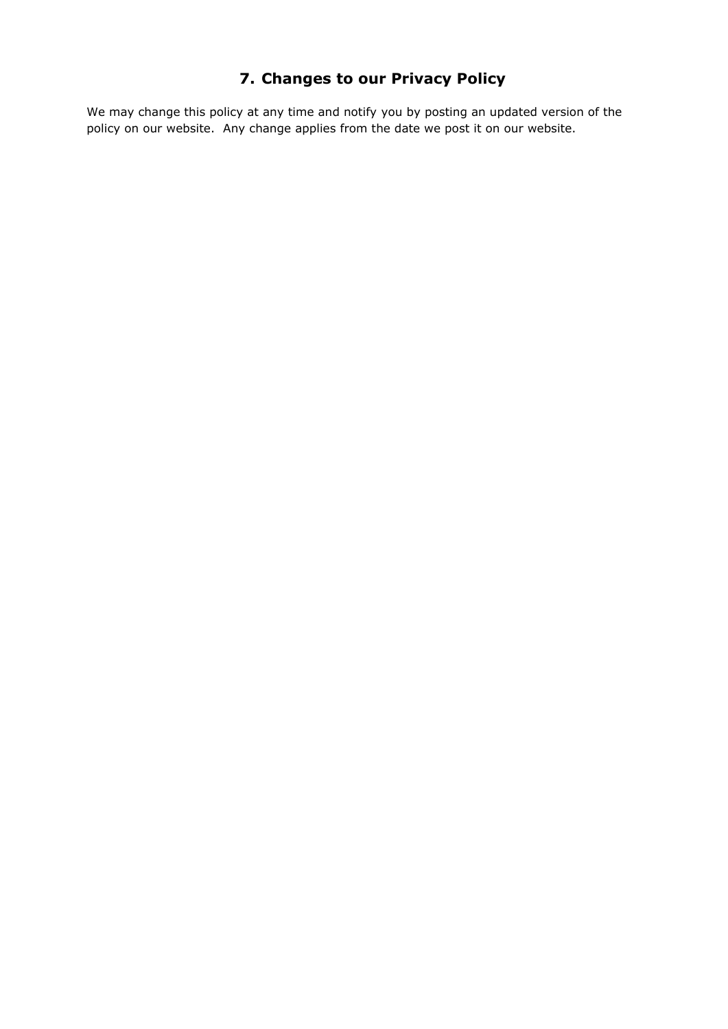## 7. Changes to our Privacy Policy

We may change this policy at any time and notify you by posting an updated version of the policy on our website. Any change applies from the date we post it on our website.